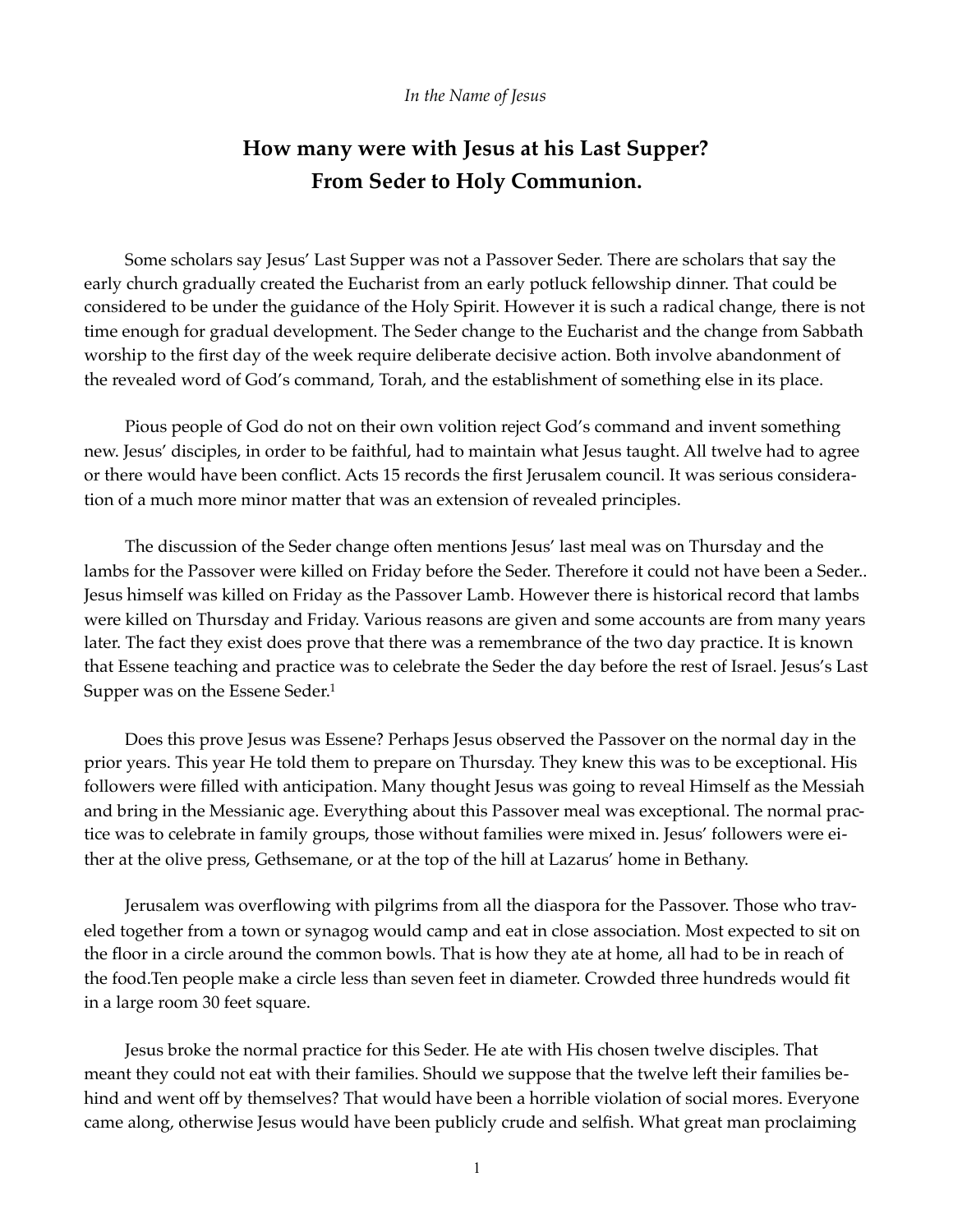*In the Name of Jesus*

# How many were with Jesus at his Last Supper? From Seder to Holy Communion.

Some scholars say Jesus' Last Supper was not a Passover Seder. There are scholars that say the early church gradually created the Eucharist from an early potluck fellowship dinner. That could be considered to be under the guidance of the Holy Spirit. However it is such a radical change, there is not time enough for gradual development. The Seder change to the Eucharist and the change from Sabbath worship to the first day of the week require deliberate decisive action. Both involve abandonment of the revealed word of God's command, Torah, and the establishment of something else in its place.

Pious people of God do not on their own volition reject God's command and invent something new. Jesus' disciples, in order to be faithful, had to maintain what Jesus taught. All twelve had to agree or there would have been conflict. Acts 15 records the first Jerusalem council. It was serious consideration of a much more minor matter that was an extension of revealed principles.

The discussion of the Seder change often mentions Jesus' last meal was on Thursday and the lambs for the Passover were killed on Friday before the Seder. Therefore it could not have been a Seder.. Jesus himself was killed on Friday as the Passover Lamb. However there is historical record that lambs were killed on Thursday and Friday. Various reasons are given and some accounts are from many years later. The fact they exist does prove that there was a remembrance of the two day practice. It is known that Essene teaching and practice was to celebrate the Seder the day before the rest of Israel. Jesus's Last Supper was on the Essene Seder.[1]

Does this prove Jesus was Essene? Perhaps Jesus observed the Passover on the normal day in the prior years. This year He told them to prepare on Thursday. They knew this was to be exceptional. His followers were filled with anticipation. Many thought Jesus was going to reveal Himself as the Messiah and bring in the Messianic age. Everything about this Passover meal was exceptional. The normal practice was to celebrate in family groups, those without families were mixed in. Jesus' followers were either at the olive press, Gethsemane, or at the top of the hill at Lazarus' home in Bethany.

Jerusalem was overflowing with pilgrims from all the diaspora for the Passover. Those who traveled together from a town or synagog would camp and eat in close association. Most expected to sit on the floor in a circle around the common bowls. That is how they ate at home, all had to be in reach of the food.Ten people make a circle less than seven feet in diameter. Crowded three hundreds would fit in a large room 30 feet square.

Jesus broke the normal practice for this Seder. He ate with His chosen twelve disciples. That meant they could not eat with their families. Should we suppose that the twelve left their families behind and went off by themselves? That would have been a horrible violation of social mores. Everyone came along, otherwise Jesus would have been publicly crude and selfish. What great man proclaiming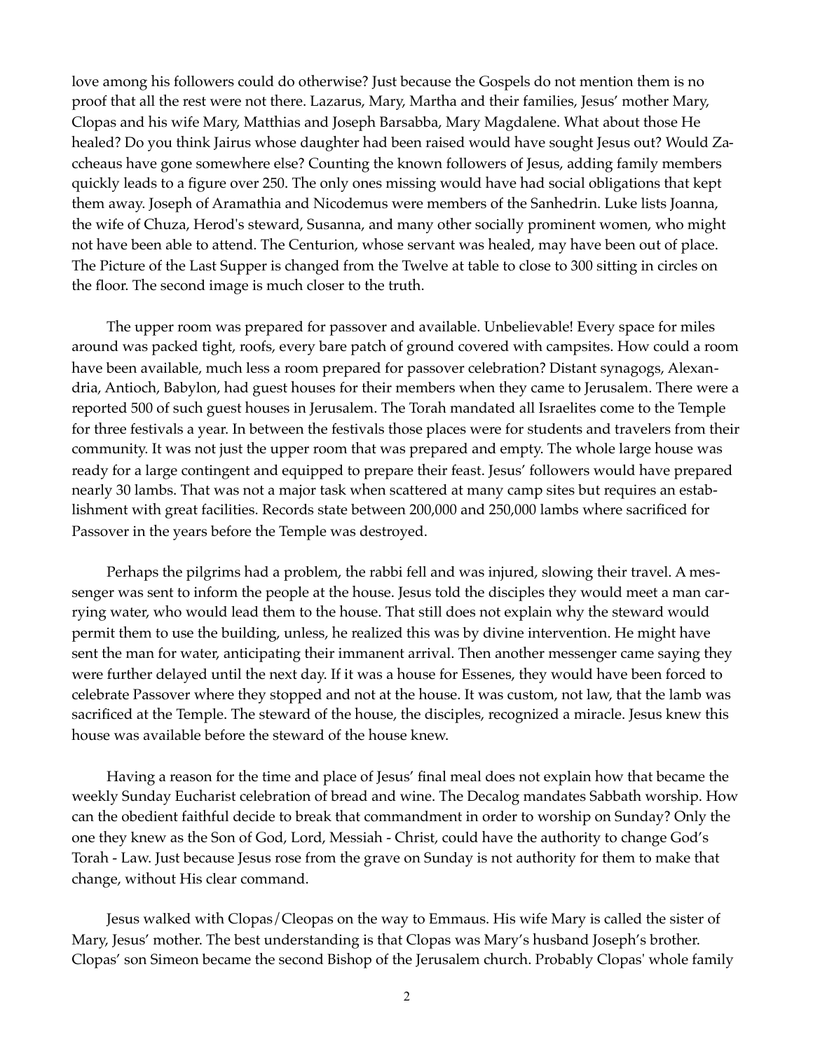love among his followers could do otherwise? Just because the Gospels do not mention them is no proof that all the rest were not there. Lazarus, Mary, Martha and their families, Jesus' mother Mary, Clopas and his wife Mary, Matthias and Joseph Barsabba, Mary Magdalene. What about those He healed? Do you think Jairus whose daughter had been raised would have sought Jesus out? Would Zaccheaus have gone somewhere else? Counting the known followers of Jesus, adding family members quickly leads to a figure over 250. The only ones missing would have had social obligations that kept them away. Joseph of Aramathia and Nicodemus were members of the Sanhedrin. Luke lists Joanna, the wife of Chuza, Herod's steward, Susanna, and many other socially prominent women, who might not have been able to attend. The Centurion, whose servant was healed, may have been out of place. The Picture of the Last Supper is changed from the Twelve at table to close to 300 sitting in circles on the floor. The second image is much closer to the truth.

The upper room was prepared for passover and available. Unbelievable! Every space for miles around was packed tight, roofs, every bare patch of ground covered with campsites. How could a room have been available, much less a room prepared for passover celebration? Distant synagogs, Alexandria, Antioch, Babylon, had guest houses for their members when they came to Jerusalem. There were a reported 500 of such guest houses in Jerusalem. The Torah mandated all Israelites come to the Temple for three festivals a year. In between the festivals those places were for students and travelers from their community. It was not just the upper room that was prepared and empty. The whole large house was ready for a large contingent and equipped to prepare their feast. Jesus' followers would have prepared nearly 30 lambs. That was not a major task when scattered at many camp sites but requires an establishment with great facilities. Records state between 200,000 and 250,000 lambs where sacrificed for Passover in the years before the Temple was destroyed.

Perhaps the pilgrims had a problem, the rabbi fell and was injured, slowing their travel. A messenger was sent to inform the people at the house. Jesus told the disciples they would meet a man carrying water, who would lead them to the house. That still does not explain why the steward would permit them to use the building, unless, he realized this was by divine intervention. He might have sent the man for water, anticipating their immanent arrival. Then another messenger came saying they were further delayed until the next day. If it was a house for Essenes, they would have been forced to celebrate Passover where they stopped and not at the house. It was custom, not law, that the lamb was sacrificed at the Temple. The steward of the house, the disciples, recognized a miracle. Jesus knew this house was available before the steward of the house knew.

Having a reason for the time and place of Jesus' final meal does not explain how that became the weekly Sunday Eucharist celebration of bread and wine. The Decalog mandates Sabbath worship. How can the obedient faithful decide to break that commandment in order to worship on Sunday? Only the one they knew as the Son of God, Lord, Messiah - Christ, could have the authority to change God's Torah - Law. Just because Jesus rose from the grave on Sunday is not authority for them to make that change, without His clear command.

Jesus walked with Clopas/Cleopas on the way to Emmaus. His wife Mary is called the sister of Mary, Jesus' mother. The best understanding is that Clopas was Mary's husband Joseph's brother. Clopas' son Simeon became the second Bishop of the Jerusalem church. Probably Clopas' whole family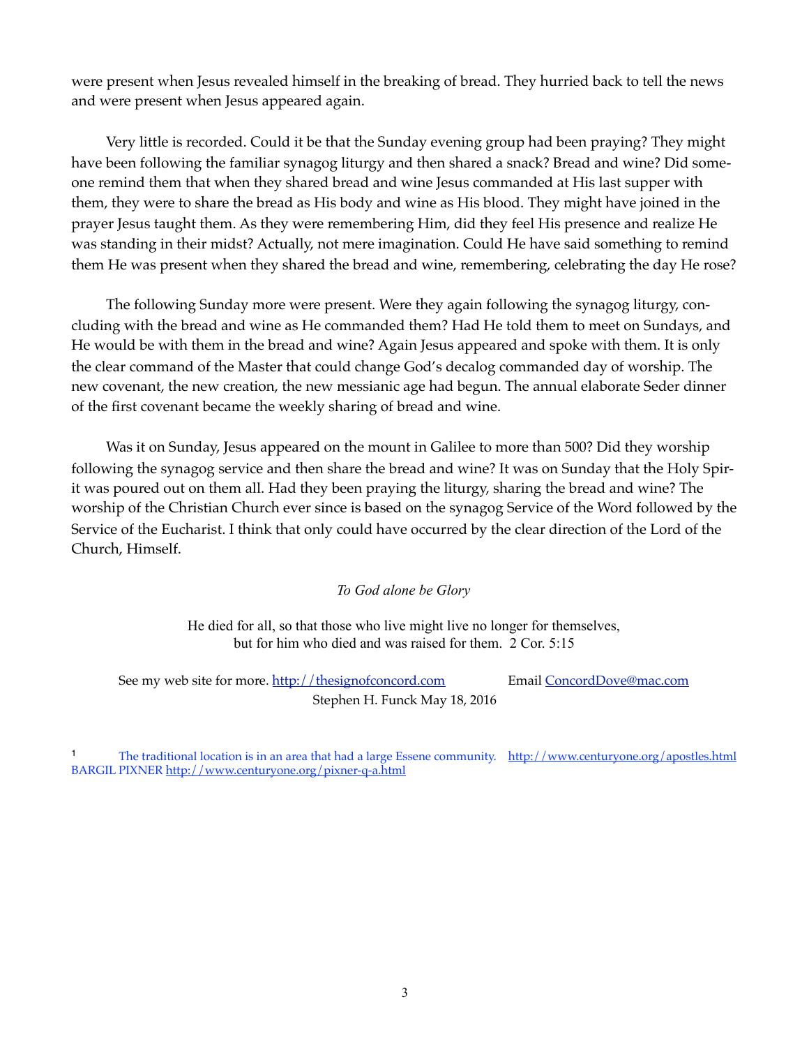were present when Jesus revealed himself in the breaking of bread. They hurried back to tell the news and were present when Jesus appeared again.

Very little is recorded. Could it be that the Sunday evening group had been praying? They might have been following the familiar synagog liturgy and then shared a snack? Bread and wine? Did someone remind them that when they shared bread and wine Jesus commanded at His last supper with them, they were to share the bread as His body and wine as His blood. They might have joined in the prayer Jesus taught them. As they were remembering Him, did they feel His presence and realize He was standing in their midst? Actually, not mere imagination. Could He have said something to remind them He was present when they shared the bread and wine, remembering, celebrating the day He rose?

The following Sunday more were present. Were they again following the synagog liturgy, concluding with the bread and wine as He commanded them? Had He told them to meet on Sundays, and He would be with them in the bread and wine? Again Jesus appeared and spoke with them. It is only the clear command of the Master that could change God's decalog commanded day of worship. The new covenant, the new creation, the new messianic age had begun. The annual elaborate Seder dinner of the first covenant became the weekly sharing of bread and wine.

Was it on Sunday, Jesus appeared on the mount in Galilee to more than 500? Did they worship following the synagog service and then share the bread and wine? It was on Sunday that the Holy Spirit was poured out on them all. Had they been praying the liturgy, sharing the bread and wine? The worship of the Christian Church ever since is based on the synagog Service of the Word followed by the Service of the Eucharist. I think that only could have occurred by the clear direction of the Lord of the Church, Himself.

*To God alone be Glory*

He died for all, so that those who live might live no longer for themselves,
but for him who died and was raised for them. 2 Cor. 5:15

See my web site for more. http://thesignofconcord.com Email ConcordDove@mac.com
Stephen H. Funck May 18, 2016

[1] The traditional location is in an area that had a large Essene community. http://www.centuryone.org/apostles.html BARGIL PIXNER http://www.centuryone.org/pixner-q-a.html